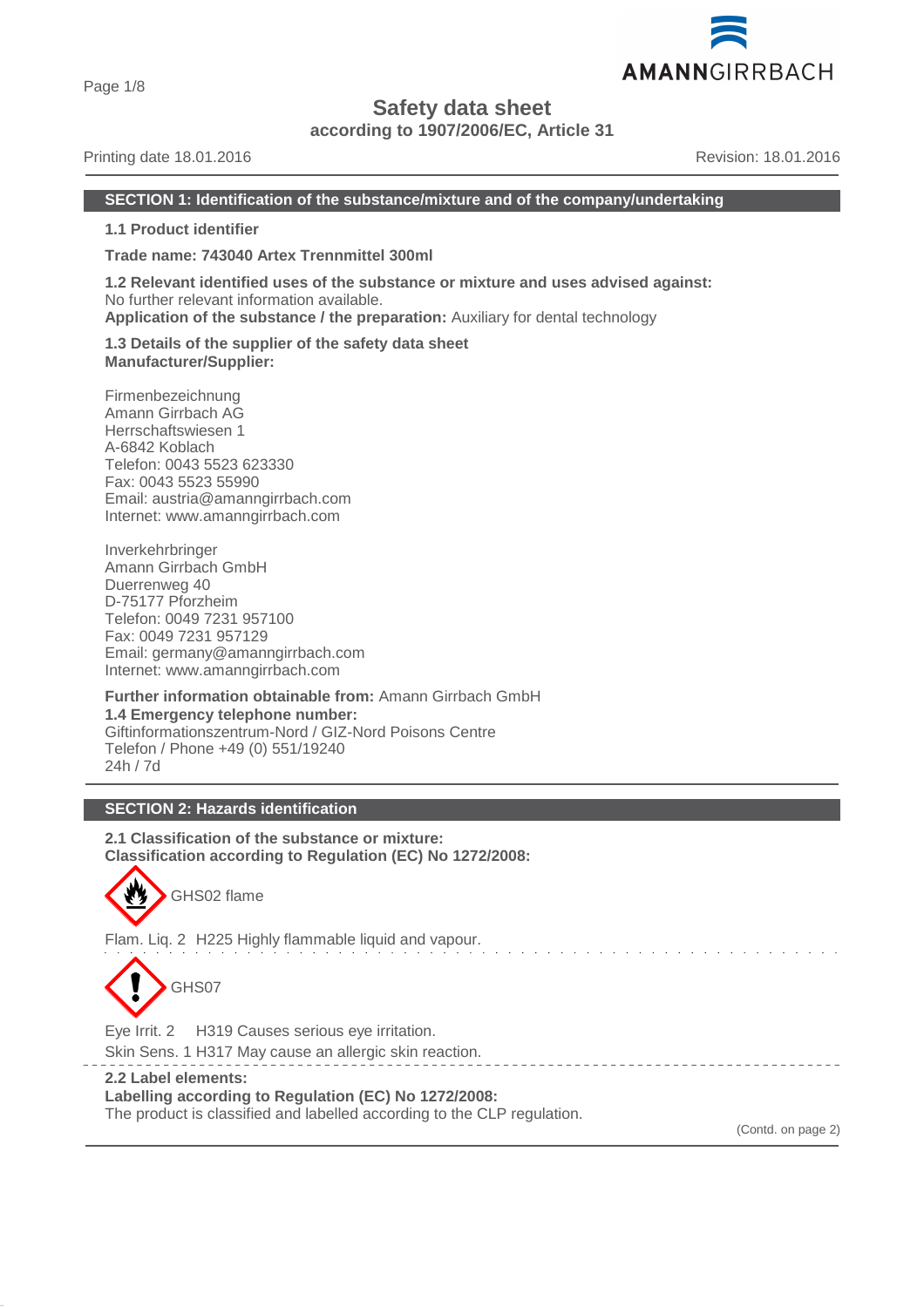# Safety data sheet

**according to 1907/2006/EC, Article 31**

Printing date 18.01.2016 Revision: 18.01.2016

## SECTION 1: Identification of the substance/mixture and of the company/undertaking

**1.1 Product identifier**

**Trade name: 743040 Artex Trennmittel 300ml**

**1.2 Relevant identified uses of the substance or mixture and uses advised against:**
No further relevant information available.
**Application of the substance / the preparation:** Auxiliary for dental technology

**1.3 Details of the supplier of the safety data sheet**
**Manufacturer/Supplier:**

Firmenbezeichnung
Amann Girrbach AG
Herrschaftswiesen 1
A-6842 Koblach
Telefon: 0043 5523 623330
Fax: 0043 5523 55990
Email: austria@amanngirrbach.com
Internet: www.amanngirrbach.com

Inverkehrbringer
Amann Girrbach GmbH
Duerrenweg 40
D-75177 Pforzheim
Telefon: 0049 7231 957100
Fax: 0049 7231 957129
Email: germany@amanngirrbach.com
Internet: www.amanngirrbach.com

**Further information obtainable from:** Amann Girrbach GmbH
**1.4 Emergency telephone number:**
Giftinformationszentrum-Nord / GIZ-Nord Poisons Centre
Telefon / Phone +49 (0) 551/19240
24h / 7d

## SECTION 2: Hazards identification

**2.1 Classification of the substance or mixture:**
**Classification according to Regulation (EC) No 1272/2008:**

GHS02 flame

Flam. Liq. 2 H225 Highly flammable liquid and vapour.

GHS07

Eye Irrit. 2 H319 Causes serious eye irritation.
Skin Sens. 1 H317 May cause an allergic skin reaction.

**2.2 Label elements:**
**Labelling according to Regulation (EC) No 1272/2008:**
The product is classified and labelled according to the CLP regulation.

(Contd. on page 2)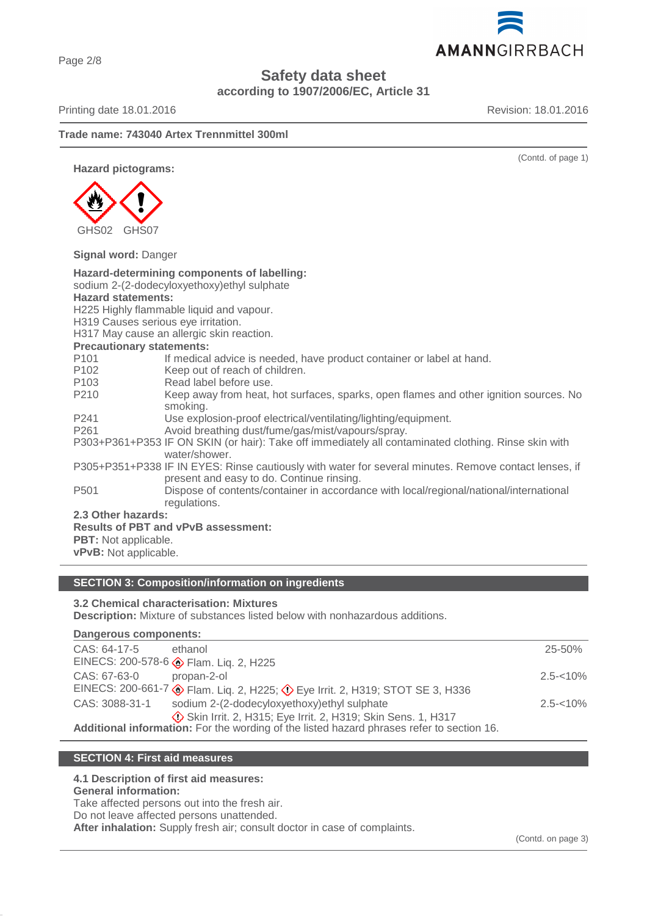Trade name: 743040 Artex Trennmittel 300ml

(Contd. of page 1)

**Hazard pictograms:**

GHS02 GHS07

**Signal word:** Danger

**Hazard-determining components of labelling:**
sodium 2-(2-dodecyloxyethoxy)ethyl sulphate

**Hazard statements:**
H225 Highly flammable liquid and vapour.
H319 Causes serious eye irritation.
H317 May cause an allergic skin reaction.

**Precautionary statements:**

| | |
|---|---|
| P101 | If medical advice is needed, have product container or label at hand. |
| P102 | Keep out of reach of children. |
| P103 | Read label before use. |
| P210 | Keep away from heat, hot surfaces, sparks, open flames and other ignition sources. No smoking. |
| P241 | Use explosion-proof electrical/ventilating/lighting/equipment. |
| P261 | Avoid breathing dust/fume/gas/mist/vapours/spray. |
| P303+P361+P353 | IF ON SKIN (or hair): Take off immediately all contaminated clothing. Rinse skin with water/shower. |
| P305+P351+P338 | IF IN EYES: Rinse cautiously with water for several minutes. Remove contact lenses, if present and easy to do. Continue rinsing. |
| P501 | Dispose of contents/container in accordance with local/regional/national/international regulations. |

**2.3 Other hazards:**
**Results of PBT and vPvB assessment:**
**PBT:** Not applicable.
**vPvB:** Not applicable.

## SECTION 3: Composition/information on ingredients

**3.2 Chemical characterisation: Mixtures**
**Description:** Mixture of substances listed below with nonhazardous additions.

**Dangerous components:**

| | | |
|---|---|---|
| CAS: 64-17-5<br>EINECS: 200-578-6 | ethanol<br>Flam. Liq. 2, H225 | 25-50% |
| CAS: 67-63-0<br>EINECS: 200-661-7 | propan-2-ol<br>Flam. Liq. 2, H225; Eye Irrit. 2, H319; STOT SE 3, H336 | 2.5-<10% |
| CAS: 3088-31-1 | sodium 2-(2-dodecyloxyethoxy)ethyl sulphate<br>Skin Irrit. 2, H315; Eye Irrit. 2, H319; Skin Sens. 1, H317 | 2.5-<10% |

**Additional information:** For the wording of the listed hazard phrases refer to section 16.

## SECTION 4: First aid measures

**4.1 Description of first aid measures:**
**General information:**
Take affected persons out into the fresh air.
Do not leave affected persons unattended.
**After inhalation:** Supply fresh air; consult doctor in case of complaints.

(Contd. on page 3)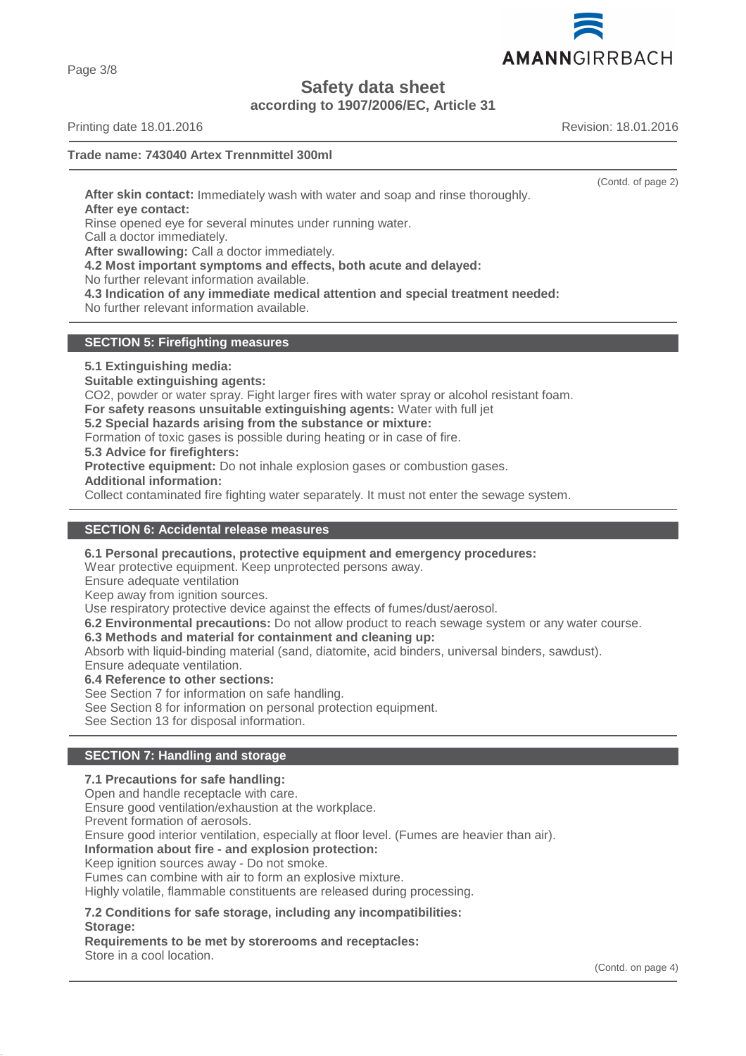**Trade name: 743040 Artex Trennmittel 300ml**

(Contd. of page 2)

**After skin contact:** Immediately wash with water and soap and rinse thoroughly.
**After eye contact:**
Rinse opened eye for several minutes under running water.
Call a doctor immediately.
**After swallowing:** Call a doctor immediately.
**4.2 Most important symptoms and effects, both acute and delayed:**
No further relevant information available.
**4.3 Indication of any immediate medical attention and special treatment needed:**
No further relevant information available.

## SECTION 5: Firefighting measures

**5.1 Extinguishing media:**
**Suitable extinguishing agents:**
$CO_2$, powder or water spray. Fight larger fires with water spray or alcohol resistant foam.
**For safety reasons unsuitable extinguishing agents:** Water with full jet
**5.2 Special hazards arising from the substance or mixture:**
Formation of toxic gases is possible during heating or in case of fire.
**5.3 Advice for firefighters:**
**Protective equipment:** Do not inhale explosion gases or combustion gases.
**Additional information:**
Collect contaminated fire fighting water separately. It must not enter the sewage system.

## SECTION 6: Accidental release measures

**6.1 Personal precautions, protective equipment and emergency procedures:**
Wear protective equipment. Keep unprotected persons away.
Ensure adequate ventilation
Keep away from ignition sources.
Use respiratory protective device against the effects of fumes/dust/aerosol.
**6.2 Environmental precautions:** Do not allow product to reach sewage system or any water course.
**6.3 Methods and material for containment and cleaning up:**
Absorb with liquid-binding material (sand, diatomite, acid binders, universal binders, sawdust).
Ensure adequate ventilation.
**6.4 Reference to other sections:**
See Section 7 for information on safe handling.
See Section 8 for information on personal protection equipment.
See Section 13 for disposal information.

## SECTION 7: Handling and storage

**7.1 Precautions for safe handling:**
Open and handle receptacle with care.
Ensure good ventilation/exhaustion at the workplace.
Prevent formation of aerosols.
Ensure good interior ventilation, especially at floor level. (Fumes are heavier than air).
**Information about fire - and explosion protection:**
Keep ignition sources away - Do not smoke.
Fumes can combine with air to form an explosive mixture.
Highly volatile, flammable constituents are released during processing.

**7.2 Conditions for safe storage, including any incompatibilities:**
**Storage:**
**Requirements to be met by storerooms and receptacles:**
Store in a cool location.

(Contd. on page 4)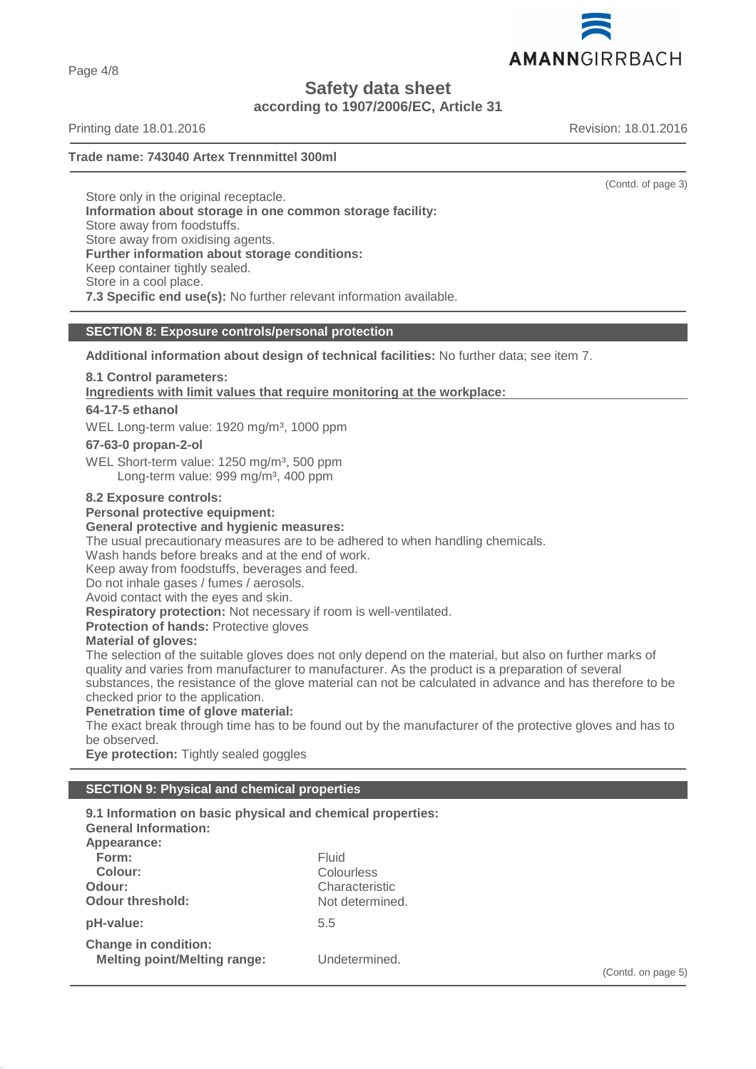Store only in the original receptacle.

**Information about storage in one common storage facility:**
Store away from foodstuffs.
Store away from oxidising agents.

**Further information about storage conditions:**
Keep container tightly sealed.
Store in a cool place.

**7.3 Specific end use(s):** No further relevant information available.

## SECTION 8: Exposure controls/personal protection

**Additional information about design of technical facilities:** No further data; see item 7.

**8.1 Control parameters:**

**Ingredients with limit values that require monitoring at the workplace:**

**64-17-5 ethanol**

WEL Long-term value: 1920 mg/m³, 1000 ppm

**67-63-0 propan-2-ol**

WEL Short-term value: 1250 mg/m³, 500 ppm
Long-term value: 999 mg/m³, 400 ppm

**8.2 Exposure controls:**

**Personal protective equipment:**

**General protective and hygienic measures:**
The usual precautionary measures are to be adhered to when handling chemicals.
Wash hands before breaks and at the end of work.
Keep away from foodstuffs, beverages and feed.
Do not inhale gases / fumes / aerosols.
Avoid contact with the eyes and skin.

**Respiratory protection:** Not necessary if room is well-ventilated.

**Protection of hands:** Protective gloves

**Material of gloves:**
The selection of the suitable gloves does not only depend on the material, but also on further marks of quality and varies from manufacturer to manufacturer. As the product is a preparation of several substances, the resistance of the glove material can not be calculated in advance and has therefore to be checked prior to the application.

**Penetration time of glove material:**
The exact break through time has to be found out by the manufacturer of the protective gloves and has to be observed.

**Eye protection:** Tightly sealed goggles

## SECTION 9: Physical and chemical properties

**9.1 Information on basic physical and chemical properties:**

**General Information:**

| | |
|---|---|
| **Appearance:** | |
| **Form:** | Fluid |
| **Colour:** | Colourless |
| **Odour:** | Characteristic |
| **Odour threshold:** | Not determined. |
| **pH-value:** | 5.5 |
| **Change in condition:** | |
| **Melting point/Melting range:** | Undetermined. |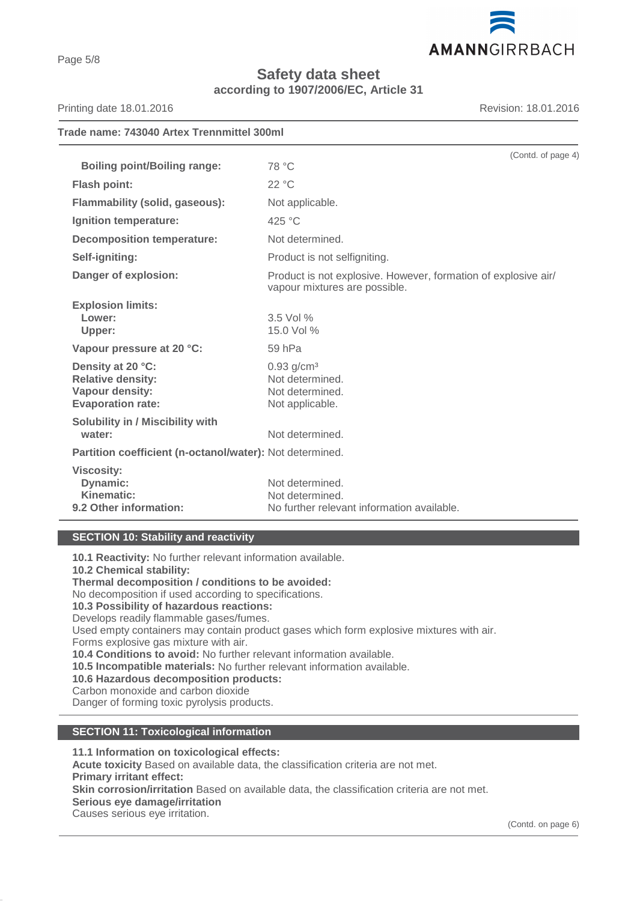**Safety data sheet**
**according to 1907/2006/EC, Article 31**

Printing date 18.01.2016 Revision: 18.01.2016

**Trade name: 743040 Artex Trennmittel 300ml**

(Contd. of page 4)

| | |
|---|---|
| **Boiling point/Boiling range:** | 78 °C |
| **Flash point:** | 22 °C |
| **Flammability (solid, gaseous):** | Not applicable. |
| **Ignition temperature:** | 425 °C |
| **Decomposition temperature:** | Not determined. |
| **Self-igniting:** | Product is not selfigniting. |
| **Danger of explosion:** | Product is not explosive. However, formation of explosive air/ vapour mixtures are possible. |
| **Explosion limits:** | |
| **Lower:** | 3.5 Vol % |
| **Upper:** | 15.0 Vol % |
| **Vapour pressure at 20 °C:** | 59 hPa |
| **Density at 20 °C:** | 0.93 g/cm³ |
| **Relative density:** | Not determined. |
| **Vapour density:** | Not determined. |
| **Evaporation rate:** | Not applicable. |
| **Solubility in / Miscibility with water:** | Not determined. |
| **Partition coefficient (n-octanol/water):** | Not determined. |
| **Viscosity:** | |
| **Dynamic:** | Not determined. |
| **Kinematic:** | Not determined. |
| **9.2 Other information:** | No further relevant information available. |

## SECTION 10: Stability and reactivity

**10.1 Reactivity:** No further relevant information available.
**10.2 Chemical stability:**
**Thermal decomposition / conditions to be avoided:**
No decomposition if used according to specifications.
**10.3 Possibility of hazardous reactions:**
Develops readily flammable gases/fumes.
Used empty containers may contain product gases which form explosive mixtures with air.
Forms explosive gas mixture with air.
**10.4 Conditions to avoid:** No further relevant information available.
**10.5 Incompatible materials:** No further relevant information available.
**10.6 Hazardous decomposition products:**
Carbon monoxide and carbon dioxide
Danger of forming toxic pyrolysis products.

## SECTION 11: Toxicological information

**11.1 Information on toxicological effects:**
**Acute toxicity** Based on available data, the classification criteria are not met.
**Primary irritant effect:**
**Skin corrosion/irritation** Based on available data, the classification criteria are not met.
**Serious eye damage/irritation**
Causes serious eye irritation.

(Contd. on page 6)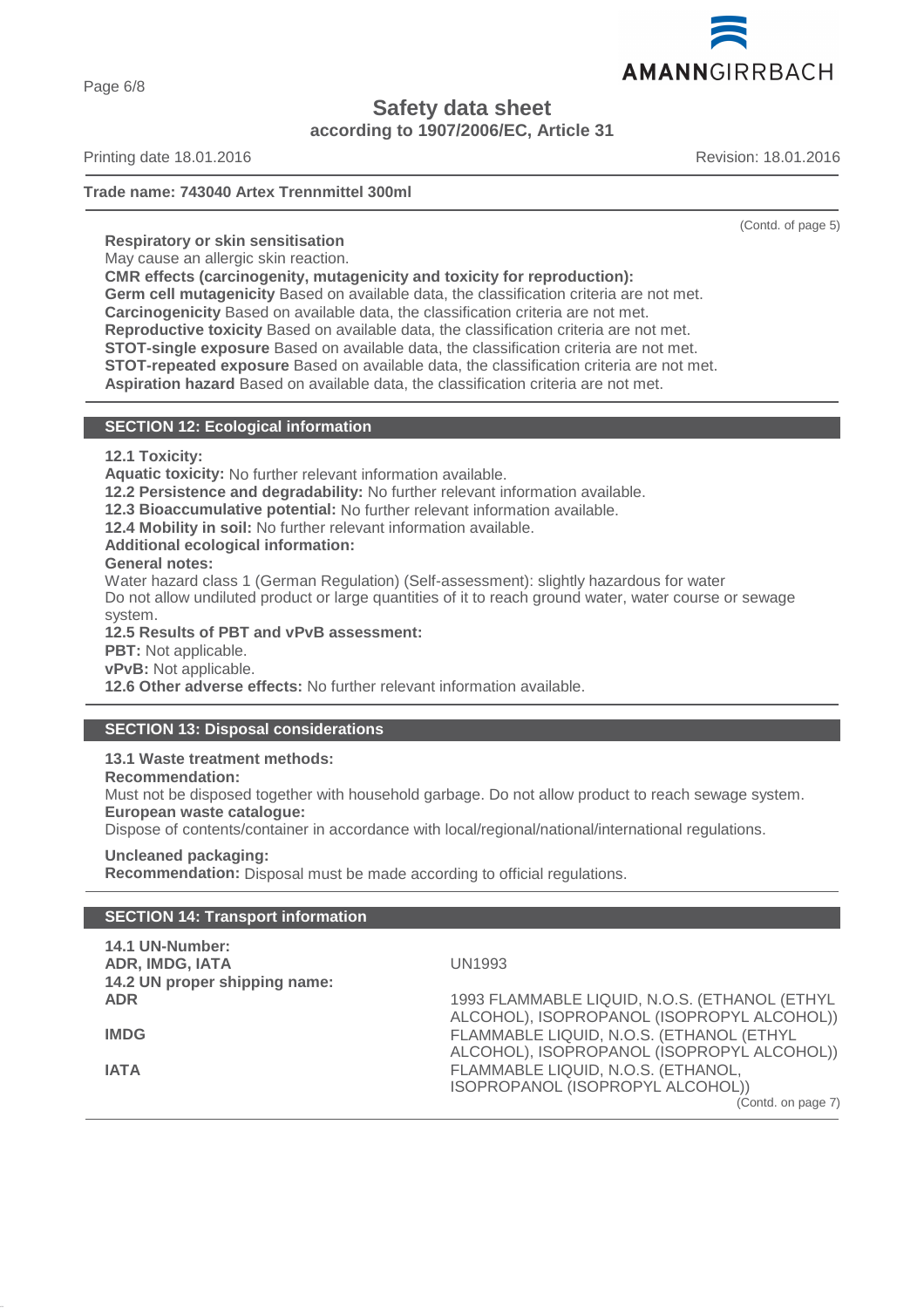**Trade name: 743040 Artex Trennmittel 300ml**

(Contd. of page 5)

**Respiratory or skin sensitisation**
May cause an allergic skin reaction.
**CMR effects (carcinogenity, mutagenicity and toxicity for reproduction):**
**Germ cell mutagenicity** Based on available data, the classification criteria are not met.
**Carcinogenicity** Based on available data, the classification criteria are not met.
**Reproductive toxicity** Based on available data, the classification criteria are not met.
**STOT-single exposure** Based on available data, the classification criteria are not met.
**STOT-repeated exposure** Based on available data, the classification criteria are not met.
**Aspiration hazard** Based on available data, the classification criteria are not met.

## SECTION 12: Ecological information

**12.1 Toxicity:**
**Aquatic toxicity:** No further relevant information available.
**12.2 Persistence and degradability:** No further relevant information available.
**12.3 Bioaccumulative potential:** No further relevant information available.
**12.4 Mobility in soil:** No further relevant information available.
**Additional ecological information:**
**General notes:**
Water hazard class 1 (German Regulation) (Self-assessment): slightly hazardous for water
Do not allow undiluted product or large quantities of it to reach ground water, water course or sewage system.
**12.5 Results of PBT and vPvB assessment:**
**PBT:** Not applicable.
**vPvB:** Not applicable.
**12.6 Other adverse effects:** No further relevant information available.

## SECTION 13: Disposal considerations

**13.1 Waste treatment methods:**
**Recommendation:**
Must not be disposed together with household garbage. Do not allow product to reach sewage system.
**European waste catalogue:**
Dispose of contents/container in accordance with local/regional/national/international regulations.

**Uncleaned packaging:**
**Recommendation:** Disposal must be made according to official regulations.

## SECTION 14: Transport information

| | |
|---|---|
| **14.1 UN-Number:** | |
| **ADR, IMDG, IATA** | UN1993 |
| **14.2 UN proper shipping name:** | |
| **ADR** | 1993 FLAMMABLE LIQUID, N.O.S. (ETHANOL (ETHYL ALCOHOL), ISOPROPANOL (ISOPROPYL ALCOHOL)) |
| **IMDG** | FLAMMABLE LIQUID, N.O.S. (ETHANOL (ETHYL ALCOHOL), ISOPROPANOL (ISOPROPYL ALCOHOL)) |
| **IATA** | FLAMMABLE LIQUID, N.O.S. (ETHANOL, ISOPROPANOL (ISOPROPYL ALCOHOL)) |

(Contd. on page 7)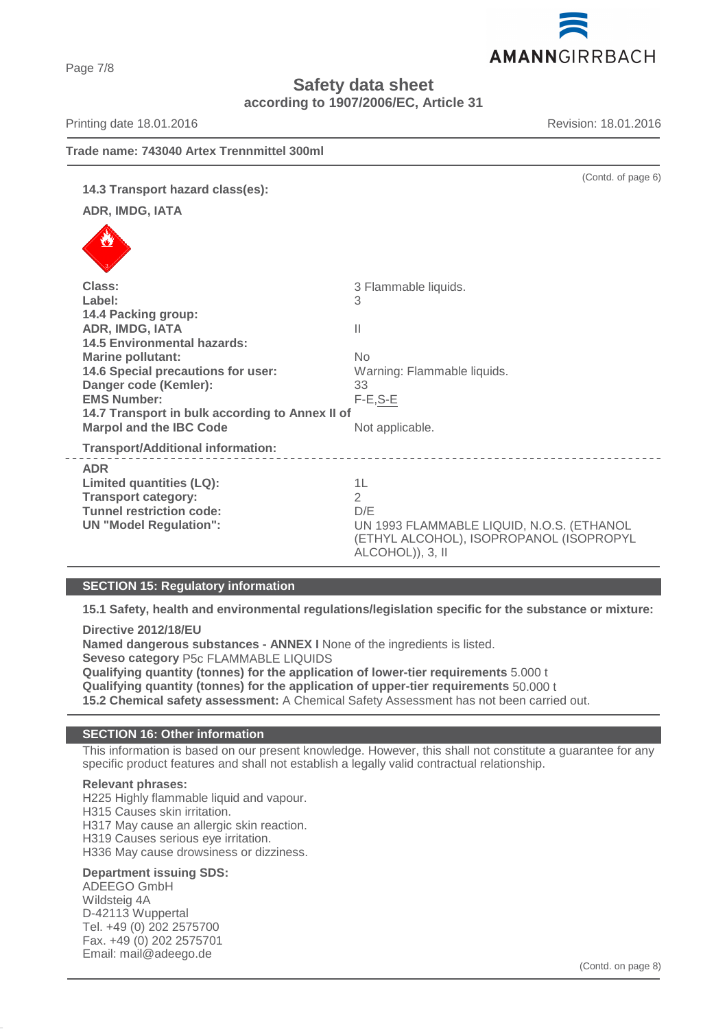# Safety data sheet
## according to 1907/2006/EC, Article 31

Printing date 18.01.2016 Revision: 18.01.2016

**Trade name: 743040 Artex Trennmittel 300ml**

(Contd. of page 6)

**14.3 Transport hazard class(es):**

**ADR, IMDG, IATA**

| | |
|---|---|
| **Class:** | 3 Flammable liquids. |
| **Label:** | 3 |
| **14.4 Packing group:** | |
| **ADR, IMDG, IATA** | II |
| **14.5 Environmental hazards:** | |
| **Marine pollutant:** | No |
| **14.6 Special precautions for user:** | Warning: Flammable liquids. |
| **Danger code (Kemler):** | 33 |
| **EMS Number:** | F-E,S-E |
| **14.7 Transport in bulk according to Annex II of Marpol and the IBC Code** | Not applicable. |

**Transport/Additional information:**

| | |
|---|---|
| **ADR** | |
| **Limited quantities (LQ):** | 1L |
| **Transport category:** | 2 |
| **Tunnel restriction code:** | D/E |
| **UN "Model Regulation":** | UN 1993 FLAMMABLE LIQUID, N.O.S. (ETHANOL (ETHYL ALCOHOL), ISOPROPANOL (ISOPROPYL ALCOHOL)), 3, II |

## SECTION 15: Regulatory information

**15.1 Safety, health and environmental regulations/legislation specific for the substance or mixture:**

**Directive 2012/18/EU**
**Named dangerous substances - ANNEX I** None of the ingredients is listed.
**Seveso category** P5c FLAMMABLE LIQUIDS
**Qualifying quantity (tonnes) for the application of lower-tier requirements** 5.000 t
**Qualifying quantity (tonnes) for the application of upper-tier requirements** 50.000 t
**15.2 Chemical safety assessment:** A Chemical Safety Assessment has not been carried out.

## SECTION 16: Other information

This information is based on our present knowledge. However, this shall not constitute a guarantee for any specific product features and shall not establish a legally valid contractual relationship.

**Relevant phrases:**
H225 Highly flammable liquid and vapour.
H315 Causes skin irritation.
H317 May cause an allergic skin reaction.
H319 Causes serious eye irritation.
H336 May cause drowsiness or dizziness.

**Department issuing SDS:**
ADEEGO GmbH
Wildsteig 4A
D-42113 Wuppertal
Tel. +49 (0) 202 2575700
Fax. +49 (0) 202 2575701
Email: mail@adeego.de

(Contd. on page 8)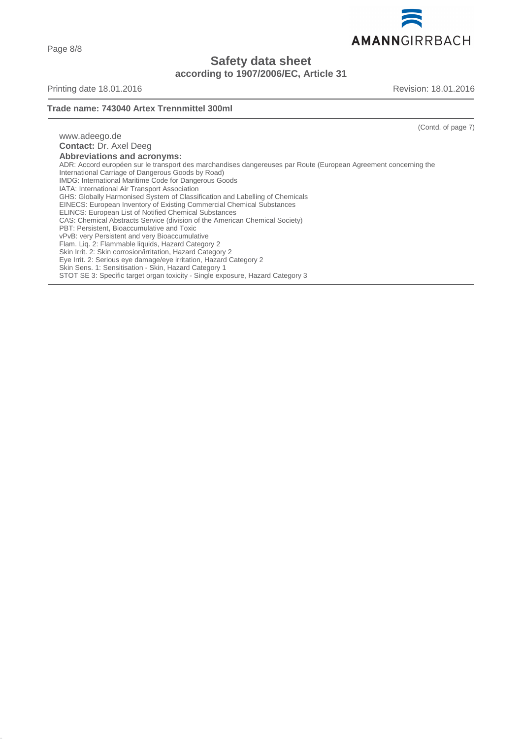## Trade name: 743040 Artex Trennmittel 300ml

(Contd. of page 7)

www.adeego.de

**Contact:** Dr. Axel Deeg

**Abbreviations and acronyms:**

ADR: Accord européen sur le transport des marchandises dangereuses par Route (European Agreement concerning the International Carriage of Dangerous Goods by Road)
IMDG: International Maritime Code for Dangerous Goods
IATA: International Air Transport Association
GHS: Globally Harmonised System of Classification and Labelling of Chemicals
EINECS: European Inventory of Existing Commercial Chemical Substances
ELINCS: European List of Notified Chemical Substances
CAS: Chemical Abstracts Service (division of the American Chemical Society)
PBT: Persistent, Bioaccumulative and Toxic
vPvB: very Persistent and very Bioaccumulative
Flam. Liq. 2: Flammable liquids, Hazard Category 2
Skin Irrit. 2: Skin corrosion/irritation, Hazard Category 2
Eye Irrit. 2: Serious eye damage/eye irritation, Hazard Category 2
Skin Sens. 1: Sensitisation - Skin, Hazard Category 1
STOT SE 3: Specific target organ toxicity - Single exposure, Hazard Category 3